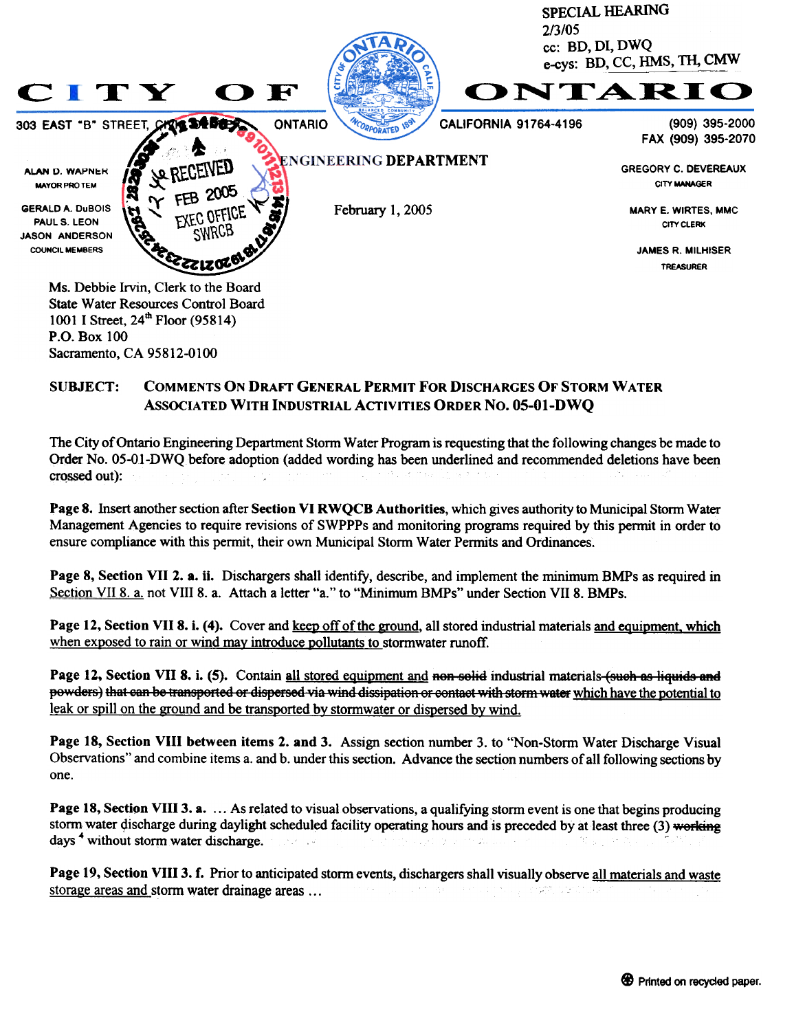SPECIAL HEARING
2/3/05
cc: BD, DI, DWQ
e-cys: BD, CC, HMS, TH, CMW

# CITY OF ONTARIO

303 EAST "B" STREET, ONTARIO CALIFORNIA 91764-4196

(909) 395-2000
FAX (909) 395-2070

ENGINEERING DEPARTMENT

ALAN D. WAPNER
MAYOR PRO TEM

GERALD A. DuBOIS
PAUL S. LEON
JASON ANDERSON
COUNCIL MEMBERS

GREGORY C. DEVEREAUX
CITY MANAGER

MARY E. WIRTES, MMC
CITY CLERK

JAMES R. MILHISER
TREASURER

RECEIVED
FEB 2005
EXEC OFFICE
SWRCB

February 1, 2005

Ms. Debbie Irvin, Clerk to the Board
State Water Resources Control Board
1001 I Street, 24th Floor (95814)
P.O. Box 100
Sacramento, CA 95812-0100

**SUBJECT: COMMENTS ON DRAFT GENERAL PERMIT FOR DISCHARGES OF STORM WATER ASSOCIATED WITH INDUSTRIAL ACTIVITIES ORDER NO. 05-01-DWQ**

The City of Ontario Engineering Department Storm Water Program is requesting that the following changes be made to Order No. 05-01-DWQ before adoption (added wording has been underlined and recommended deletions have been crossed out):

**Page 8.** Insert another section after **Section VI RWQCB Authorities**, which gives authority to Municipal Storm Water Management Agencies to require revisions of SWPPPs and monitoring programs required by this permit in order to ensure compliance with this permit, their own Municipal Storm Water Permits and Ordinances.

**Page 8, Section VII 2. a. ii.** Dischargers shall identify, describe, and implement the minimum BMPs as required in <u>Section VII 8. a.</u> not VIII 8. a. Attach a letter "a." to "Minimum BMPs" under Section VII 8. BMPs.

**Page 12, Section VII 8. i. (4).** Cover and <u>keep off of the ground</u>, all stored industrial materials <u>and equipment, which when exposed to rain or wind may introduce pollutants to</u> stormwater runoff.

**Page 12, Section VII 8. i. (5).** Contain <u>all stored equipment and</u> ~~non-solid~~ industrial materials ~~(such as liquids and powders) that can be transported or dispersed via wind dissipation or contact with storm water~~ <u>which have the potential to leak or spill on the ground and be transported by stormwater or dispersed by wind.</u>

**Page 18, Section VIII between items 2. and 3.** Assign section number 3. to "Non-Storm Water Discharge Visual Observations" and combine items a. and b. under this section. Advance the section numbers of all following sections by one.

**Page 18, Section VIII 3. a.** ... As related to visual observations, a qualifying storm event is one that begins producing storm water discharge during daylight scheduled facility operating hours and is preceded by at least three (3) ~~working~~ days [4] without storm water discharge.

**Page 19, Section VIII 3. f.** Prior to anticipated storm events, dischargers shall visually observe <u>all materials and waste storage areas and</u> storm water drainage areas ...

Printed on recycled paper.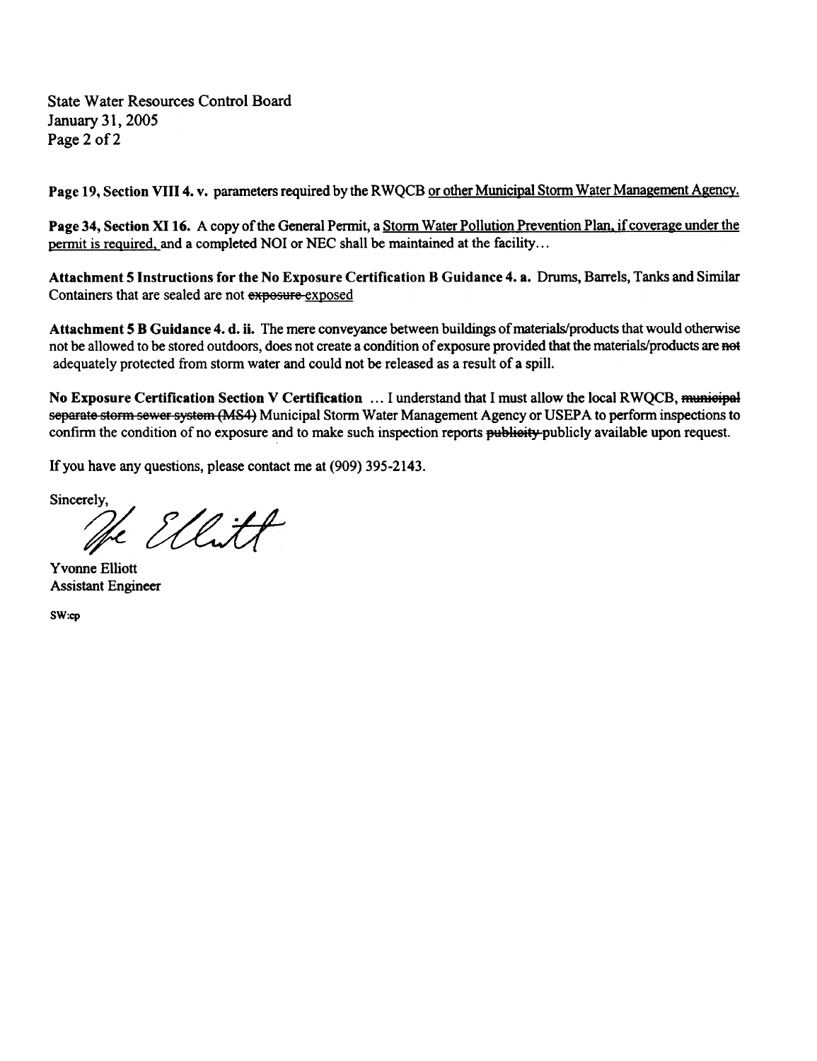**Page 19, Section VIII 4. v.** parameters required by the RWQCB or other Municipal Storm Water Management Agency.

**Page 34, Section XI 16.** A copy of the General Permit, a Storm Water Pollution Prevention Plan, if coverage under the permit is required, and a completed NOI or NEC shall be maintained at the facility...

**Attachment 5 Instructions for the No Exposure Certification B Guidance 4. a.** Drums, Barrels, Tanks and Similar Containers that are sealed are not ~~exposure~~ exposed

**Attachment 5 B Guidance 4. d. ii.** The mere conveyance between buildings of materials/products that would otherwise not be allowed to be stored outdoors, does not create a condition of exposure provided that the materials/products are ~~not~~ adequately protected from storm water and could not be released as a result of a spill.

**No Exposure Certification Section V Certification** ... I understand that I must allow the local RWQCB, ~~municipal separate storm sewer system (MS4)~~ Municipal Storm Water Management Agency or USEPA to perform inspections to confirm the condition of no exposure and to make such inspection reports ~~publicity~~ publicly available upon request.

If you have any questions, please contact me at (909) 395-2143.

Sincerely,

Yvonne Elliott
Assistant Engineer

SW:cp